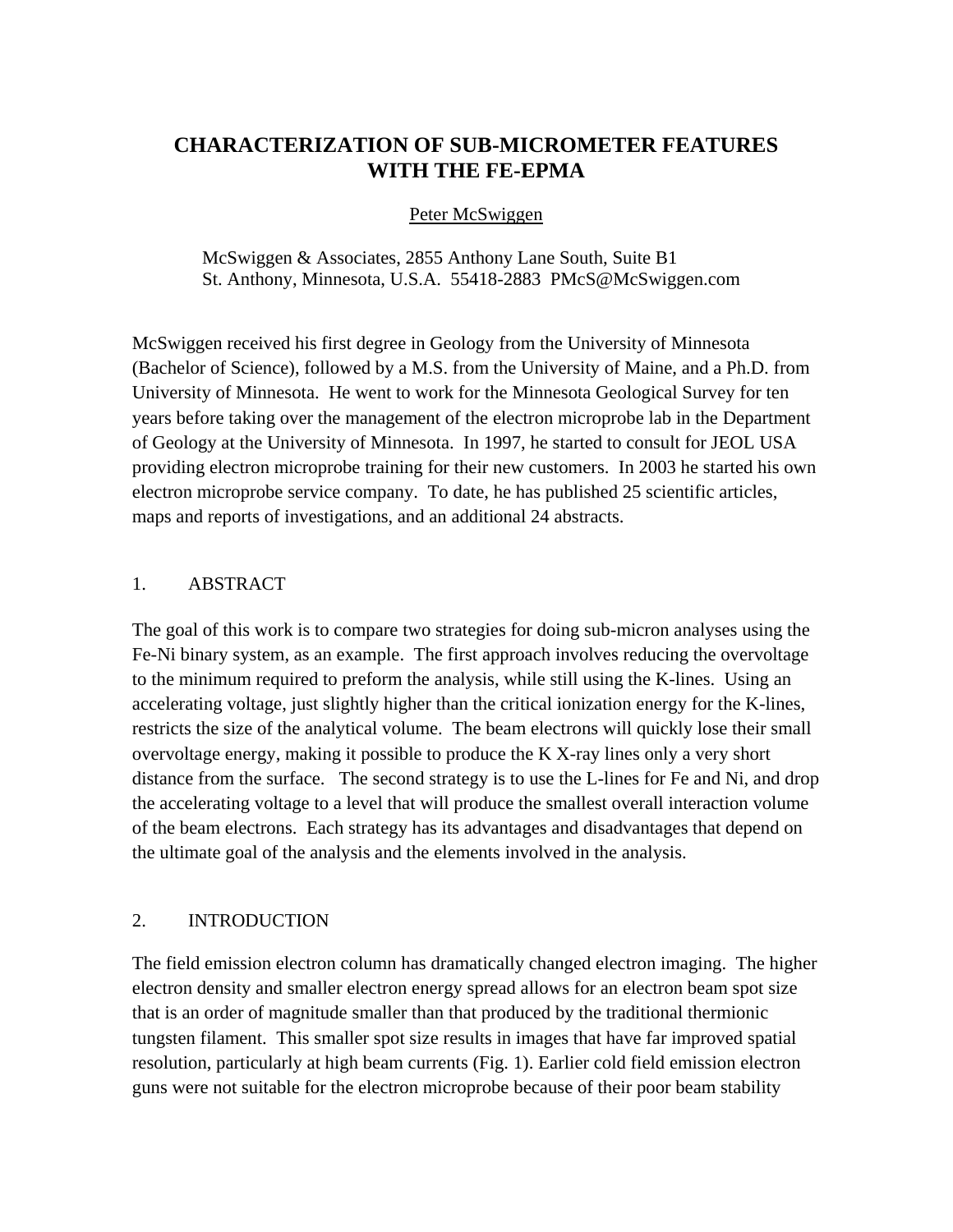# CHARACTERIZATION OF SUB-MICROMETER FEATURES WITH THE FE-EPMA

Peter McSwiggen

McSwiggen & Associates, 2855 Anthony Lane South, Suite B1
St. Anthony, Minnesota, U.S.A. 55418-2883 PMcS@McSwiggen.com

McSwiggen received his first degree in Geology from the University of Minnesota (Bachelor of Science), followed by a M.S. from the University of Maine, and a Ph.D. from University of Minnesota. He went to work for the Minnesota Geological Survey for ten years before taking over the management of the electron microprobe lab in the Department of Geology at the University of Minnesota. In 1997, he started to consult for JEOL USA providing electron microprobe training for their new customers. In 2003 he started his own electron microprobe service company. To date, he has published 25 scientific articles, maps and reports of investigations, and an additional 24 abstracts.

## 1. ABSTRACT

The goal of this work is to compare two strategies for doing sub-micron analyses using the Fe-Ni binary system, as an example. The first approach involves reducing the overvoltage to the minimum required to preform the analysis, while still using the K-lines. Using an accelerating voltage, just slightly higher than the critical ionization energy for the K-lines, restricts the size of the analytical volume. The beam electrons will quickly lose their small overvoltage energy, making it possible to produce the K X-ray lines only a very short distance from the surface. The second strategy is to use the L-lines for Fe and Ni, and drop the accelerating voltage to a level that will produce the smallest overall interaction volume of the beam electrons. Each strategy has its advantages and disadvantages that depend on the ultimate goal of the analysis and the elements involved in the analysis.

## 2. INTRODUCTION

The field emission electron column has dramatically changed electron imaging. The higher electron density and smaller electron energy spread allows for an electron beam spot size that is an order of magnitude smaller than that produced by the traditional thermionic tungsten filament. This smaller spot size results in images that have far improved spatial resolution, particularly at high beam currents (Fig. 1). Earlier cold field emission electron guns were not suitable for the electron microprobe because of their poor beam stability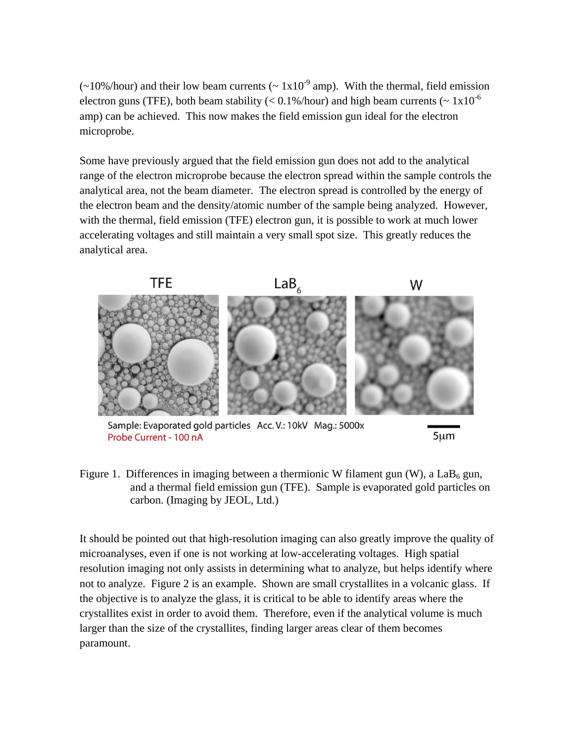(~10%/hour) and their low beam currents (~ $1 \times 10^{-9}$ amp). With the thermal, field emission electron guns (TFE), both beam stability (< 0.1%/hour) and high beam currents (~ $1 \times 10^{-6}$ amp) can be achieved. This now makes the field emission gun ideal for the electron microprobe.

Some have previously argued that the field emission gun does not add to the analytical range of the electron microprobe because the electron spread within the sample controls the analytical area, not the beam diameter. The electron spread is controlled by the energy of the electron beam and the density/atomic number of the sample being analyzed. However, with the thermal, field emission (TFE) electron gun, it is possible to work at much lower accelerating voltages and still maintain a very small spot size. This greatly reduces the analytical area.

Figure 1. Differences in imaging between a thermionic W filament gun (W), a $LaB_6$ gun, and a thermal field emission gun (TFE). Sample is evaporated gold particles on carbon. (Imaging by JEOL, Ltd.)

It should be pointed out that high-resolution imaging can also greatly improve the quality of microanalyses, even if one is not working at low-accelerating voltages. High spatial resolution imaging not only assists in determining what to analyze, but helps identify where not to analyze. Figure 2 is an example. Shown are small crystallites in a volcanic glass. If the objective is to analyze the glass, it is critical to be able to identify areas where the crystallites exist in order to avoid them. Therefore, even if the analytical volume is much larger than the size of the crystallites, finding larger areas clear of them becomes paramount.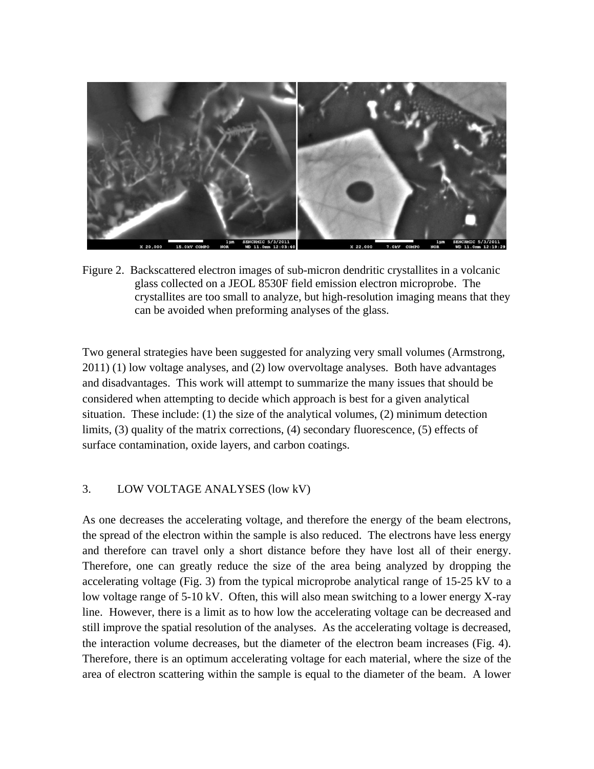Figure 2. Backscattered electron images of sub-micron dendritic crystallites in a volcanic glass collected on a JEOL 8530F field emission electron microprobe. The crystallites are too small to analyze, but high-resolution imaging means that they can be avoided when preforming analyses of the glass.

Two general strategies have been suggested for analyzing very small volumes (Armstrong, 2011) (1) low voltage analyses, and (2) low overvoltage analyses. Both have advantages and disadvantages. This work will attempt to summarize the many issues that should be considered when attempting to decide which approach is best for a given analytical situation. These include: (1) the size of the analytical volumes, (2) minimum detection limits, (3) quality of the matrix corrections, (4) secondary fluorescence, (5) effects of surface contamination, oxide layers, and carbon coatings.

## 3. LOW VOLTAGE ANALYSES (low kV)

As one decreases the accelerating voltage, and therefore the energy of the beam electrons, the spread of the electron within the sample is also reduced. The electrons have less energy and therefore can travel only a short distance before they have lost all of their energy. Therefore, one can greatly reduce the size of the area being analyzed by dropping the accelerating voltage (Fig. 3) from the typical microprobe analytical range of 15-25 kV to a low voltage range of 5-10 kV. Often, this will also mean switching to a lower energy X-ray line. However, there is a limit as to how low the accelerating voltage can be decreased and still improve the spatial resolution of the analyses. As the accelerating voltage is decreased, the interaction volume decreases, but the diameter of the electron beam increases (Fig. 4). Therefore, there is an optimum accelerating voltage for each material, where the size of the area of electron scattering within the sample is equal to the diameter of the beam. A lower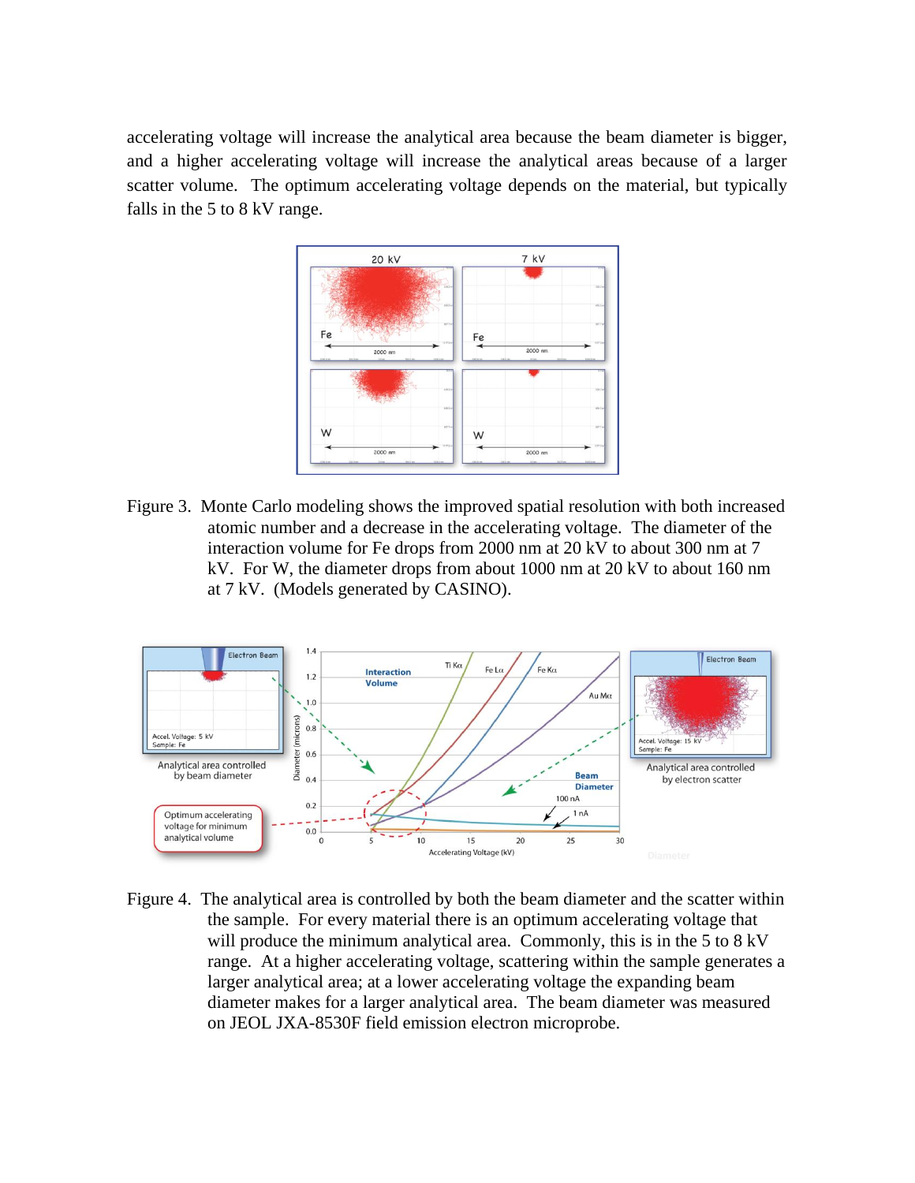accelerating voltage will increase the analytical area because the beam diameter is bigger, and a higher accelerating voltage will increase the analytical areas because of a larger scatter volume. The optimum accelerating voltage depends on the material, but typically falls in the 5 to 8 kV range.

Figure 3. Monte Carlo modeling shows the improved spatial resolution with both increased atomic number and a decrease in the accelerating voltage. The diameter of the interaction volume for Fe drops from 2000 nm at 20 kV to about 300 nm at 7 kV. For W, the diameter drops from about 1000 nm at 20 kV to about 160 nm at 7 kV. (Models generated by CASINO).

Figure 4. The analytical area is controlled by both the beam diameter and the scatter within the sample. For every material there is an optimum accelerating voltage that will produce the minimum analytical area. Commonly, this is in the 5 to 8 kV range. At a higher accelerating voltage, scattering within the sample generates a larger analytical area; at a lower accelerating voltage the expanding beam diameter makes for a larger analytical area. The beam diameter was measured on JEOL JXA-8530F field emission electron microprobe.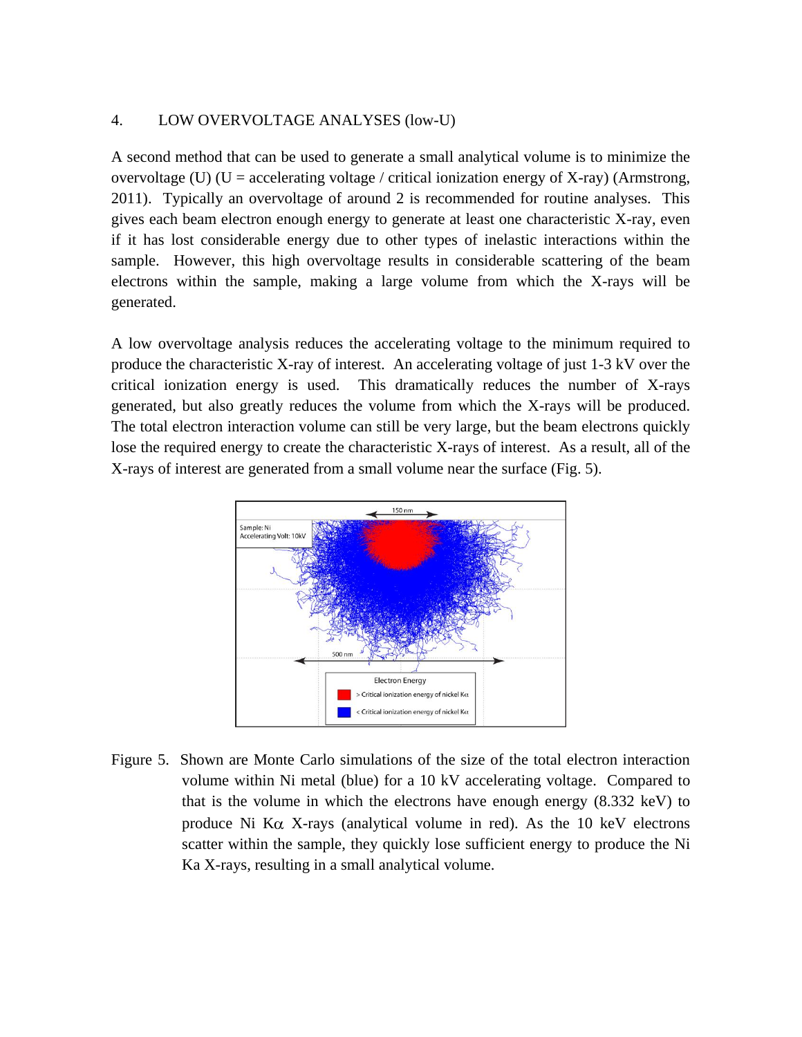## 4. LOW OVERVOLTAGE ANALYSES (low-U)

A second method that can be used to generate a small analytical volume is to minimize the overvoltage (U) (U = accelerating voltage / critical ionization energy of X-ray) (Armstrong, 2011). Typically an overvoltage of around 2 is recommended for routine analyses. This gives each beam electron enough energy to generate at least one characteristic X-ray, even if it has lost considerable energy due to other types of inelastic interactions within the sample. However, this high overvoltage results in considerable scattering of the beam electrons within the sample, making a large volume from which the X-rays will be generated.

A low overvoltage analysis reduces the accelerating voltage to the minimum required to produce the characteristic X-ray of interest. An accelerating voltage of just 1-3 kV over the critical ionization energy is used. This dramatically reduces the number of X-rays generated, but also greatly reduces the volume from which the X-rays will be produced. The total electron interaction volume can still be very large, but the beam electrons quickly lose the required energy to create the characteristic X-rays of interest. As a result, all of the X-rays of interest are generated from a small volume near the surface (Fig. 5).

Figure 5. Shown are Monte Carlo simulations of the size of the total electron interaction volume within Ni metal (blue) for a 10 kV accelerating voltage. Compared to that is the volume in which the electrons have enough energy (8.332 keV) to produce Ni K$\alpha$ X-rays (analytical volume in red). As the 10 keV electrons scatter within the sample, they quickly lose sufficient energy to produce the Ni Ka X-rays, resulting in a small analytical volume.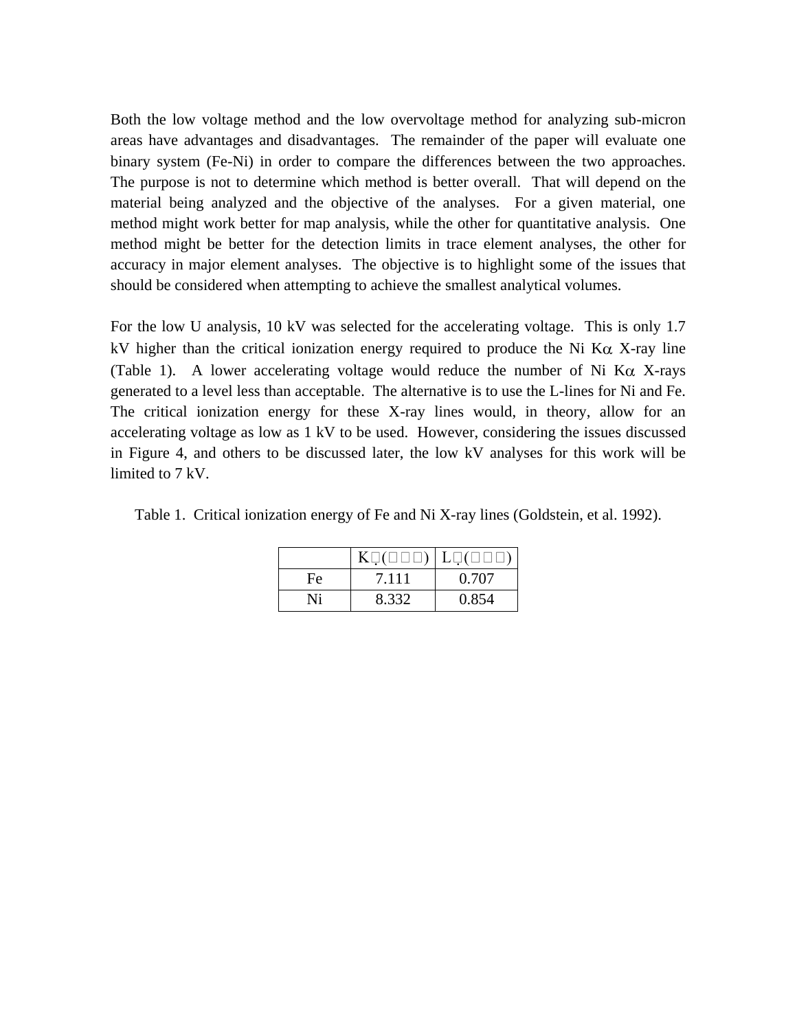Both the low voltage method and the low overvoltage method for analyzing sub-micron areas have advantages and disadvantages. The remainder of the paper will evaluate one binary system (Fe-Ni) in order to compare the differences between the two approaches. The purpose is not to determine which method is better overall. That will depend on the material being analyzed and the objective of the analyses. For a given material, one method might work better for map analysis, while the other for quantitative analysis. One method might be better for the detection limits in trace element analyses, the other for accuracy in major element analyses. The objective is to highlight some of the issues that should be considered when attempting to achieve the smallest analytical volumes.

For the low U analysis, 10 kV was selected for the accelerating voltage. This is only 1.7 kV higher than the critical ionization energy required to produce the Ni K$\alpha$ X-ray line (Table 1). A lower accelerating voltage would reduce the number of Ni K$\alpha$ X-rays generated to a level less than acceptable. The alternative is to use the L-lines for Ni and Fe. The critical ionization energy for these X-ray lines would, in theory, allow for an accelerating voltage as low as 1 kV to be used. However, considering the issues discussed in Figure 4, and others to be discussed later, the low kV analyses for this work will be limited to 7 kV.

Table 1. Critical ionization energy of Fe and Ni X-ray lines (Goldstein, et al. 1992).

| | K (keV) | L (keV) |
|---|---|---|
| Fe | 7.111 | 0.707 |
| Ni | 8.332 | 0.854 |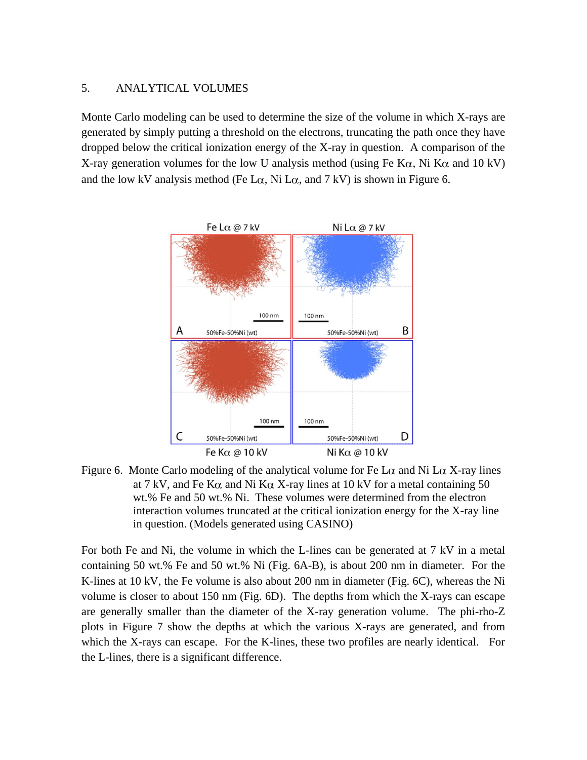## 5. ANALYTICAL VOLUMES

Monte Carlo modeling can be used to determine the size of the volume in which X-rays are generated by simply putting a threshold on the electrons, truncating the path once they have dropped below the critical ionization energy of the X-ray in question. A comparison of the X-ray generation volumes for the low U analysis method (using Fe Kα, Ni Kα and 10 kV) and the low kV analysis method (Fe Lα, Ni Lα, and 7 kV) is shown in Figure 6.

Figure 6. Monte Carlo modeling of the analytical volume for Fe Lα and Ni Lα X-ray lines at 7 kV, and Fe Kα and Ni Kα X-ray lines at 10 kV for a metal containing 50 wt.% Fe and 50 wt.% Ni. These volumes were determined from the electron interaction volumes truncated at the critical ionization energy for the X-ray line in question. (Models generated using CASINO)

For both Fe and Ni, the volume in which the L-lines can be generated at 7 kV in a metal containing 50 wt.% Fe and 50 wt.% Ni (Fig. 6A-B), is about 200 nm in diameter. For the K-lines at 10 kV, the Fe volume is also about 200 nm in diameter (Fig. 6C), whereas the Ni volume is closer to about 150 nm (Fig. 6D). The depths from which the X-rays can escape are generally smaller than the diameter of the X-ray generation volume. The phi-rho-Z plots in Figure 7 show the depths at which the various X-rays are generated, and from which the X-rays can escape. For the K-lines, these two profiles are nearly identical. For the L-lines, there is a significant difference.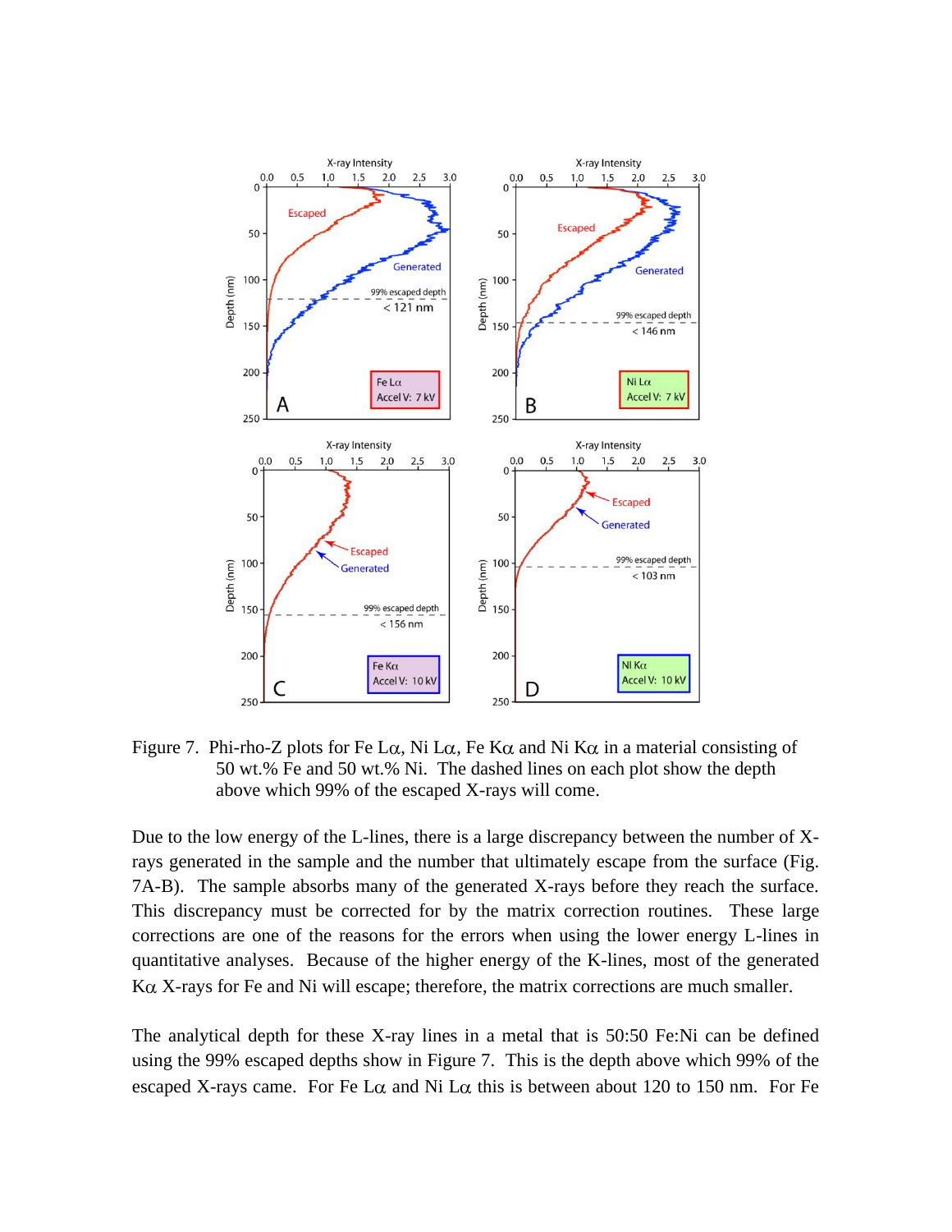Figure 7. Phi-rho-Z plots for Fe Lα, Ni Lα, Fe Kα and Ni Kα in a material consisting of 50 wt.% Fe and 50 wt.% Ni. The dashed lines on each plot show the depth above which 99% of the escaped X-rays will come.

Due to the low energy of the L-lines, there is a large discrepancy between the number of X-rays generated in the sample and the number that ultimately escape from the surface (Fig. 7A-B). The sample absorbs many of the generated X-rays before they reach the surface. This discrepancy must be corrected for by the matrix correction routines. These large corrections are one of the reasons for the errors when using the lower energy L-lines in quantitative analyses. Because of the higher energy of the K-lines, most of the generated Kα X-rays for Fe and Ni will escape; therefore, the matrix corrections are much smaller.

The analytical depth for these X-ray lines in a metal that is 50:50 Fe:Ni can be defined using the 99% escaped depths show in Figure 7. This is the depth above which 99% of the escaped X-rays came. For Fe Lα and Ni Lα this is between about 120 to 150 nm. For Fe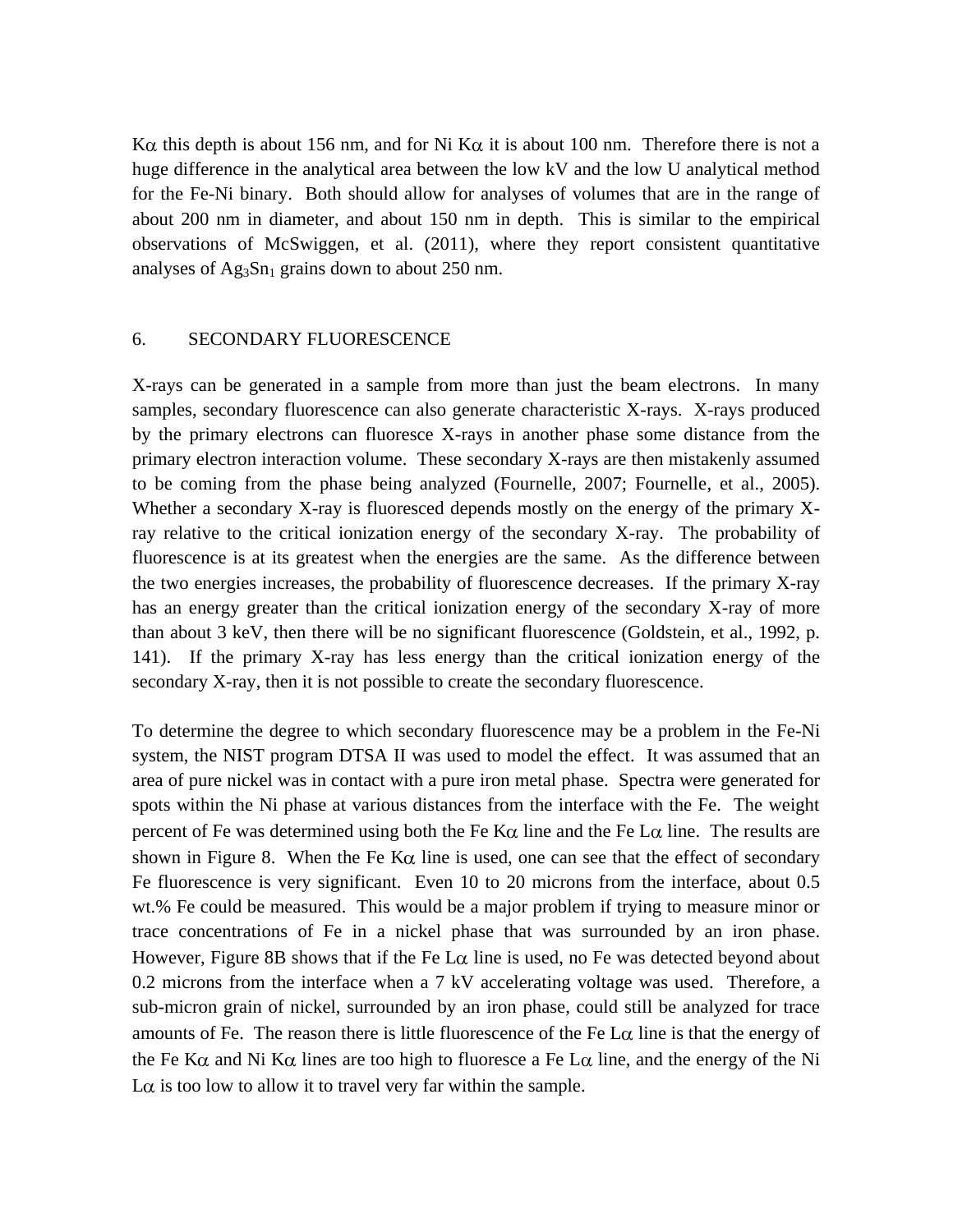Kα this depth is about 156 nm, and for Ni Kα it is about 100 nm. Therefore there is not a huge difference in the analytical area between the low kV and the low U analytical method for the Fe-Ni binary. Both should allow for analyses of volumes that are in the range of about 200 nm in diameter, and about 150 nm in depth. This is similar to the empirical observations of McSwiggen, et al. (2011), where they report consistent quantitative analyses of $Ag_3Sn_1$ grains down to about 250 nm.

## 6. SECONDARY FLUORESCENCE

X-rays can be generated in a sample from more than just the beam electrons. In many samples, secondary fluorescence can also generate characteristic X-rays. X-rays produced by the primary electrons can fluoresce X-rays in another phase some distance from the primary electron interaction volume. These secondary X-rays are then mistakenly assumed to be coming from the phase being analyzed (Fournelle, 2007; Fournelle, et al., 2005). Whether a secondary X-ray is fluoresced depends mostly on the energy of the primary X-ray relative to the critical ionization energy of the secondary X-ray. The probability of fluorescence is at its greatest when the energies are the same. As the difference between the two energies increases, the probability of fluorescence decreases. If the primary X-ray has an energy greater than the critical ionization energy of the secondary X-ray of more than about 3 keV, then there will be no significant fluorescence (Goldstein, et al., 1992, p. 141). If the primary X-ray has less energy than the critical ionization energy of the secondary X-ray, then it is not possible to create the secondary fluorescence.

To determine the degree to which secondary fluorescence may be a problem in the Fe-Ni system, the NIST program DTSA II was used to model the effect. It was assumed that an area of pure nickel was in contact with a pure iron metal phase. Spectra were generated for spots within the Ni phase at various distances from the interface with the Fe. The weight percent of Fe was determined using both the Fe Kα line and the Fe Lα line. The results are shown in Figure 8. When the Fe Kα line is used, one can see that the effect of secondary Fe fluorescence is very significant. Even 10 to 20 microns from the interface, about 0.5 wt.% Fe could be measured. This would be a major problem if trying to measure minor or trace concentrations of Fe in a nickel phase that was surrounded by an iron phase. However, Figure 8B shows that if the Fe Lα line is used, no Fe was detected beyond about 0.2 microns from the interface when a 7 kV accelerating voltage was used. Therefore, a sub-micron grain of nickel, surrounded by an iron phase, could still be analyzed for trace amounts of Fe. The reason there is little fluorescence of the Fe Lα line is that the energy of the Fe Kα and Ni Kα lines are too high to fluoresce a Fe Lα line, and the energy of the Ni Lα is too low to allow it to travel very far within the sample.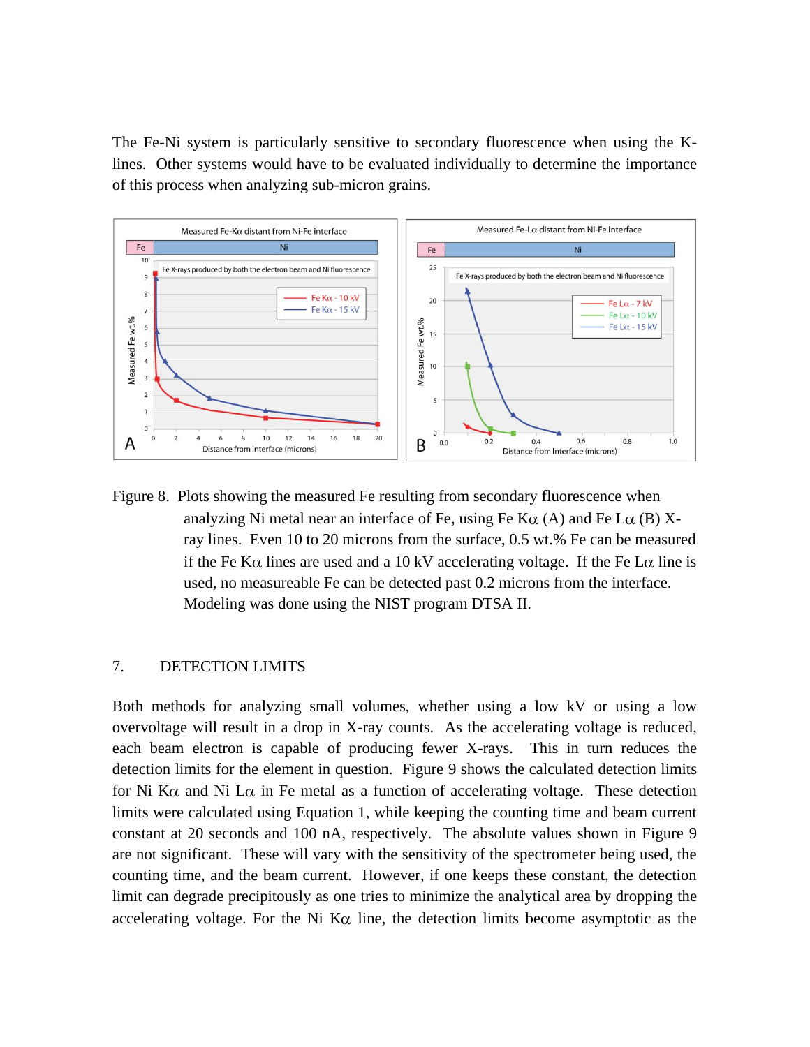The Fe-Ni system is particularly sensitive to secondary fluorescence when using the K-lines. Other systems would have to be evaluated individually to determine the importance of this process when analyzing sub-micron grains.

Figure 8. Plots showing the measured Fe resulting from secondary fluorescence when analyzing Ni metal near an interface of Fe, using Fe Kα (A) and Fe Lα (B) X-ray lines. Even 10 to 20 microns from the surface, 0.5 wt.% Fe can be measured if the Fe Kα lines are used and a 10 kV accelerating voltage. If the Fe Lα line is used, no measureable Fe can be detected past 0.2 microns from the interface. Modeling was done using the NIST program DTSA II.

## 7. DETECTION LIMITS

Both methods for analyzing small volumes, whether using a low kV or using a low overvoltage will result in a drop in X-ray counts. As the accelerating voltage is reduced, each beam electron is capable of producing fewer X-rays. This in turn reduces the detection limits for the element in question. Figure 9 shows the calculated detection limits for Ni Kα and Ni Lα in Fe metal as a function of accelerating voltage. These detection limits were calculated using Equation 1, while keeping the counting time and beam current constant at 20 seconds and 100 nA, respectively. The absolute values shown in Figure 9 are not significant. These will vary with the sensitivity of the spectrometer being used, the counting time, and the beam current. However, if one keeps these constant, the detection limit can degrade precipitously as one tries to minimize the analytical area by dropping the accelerating voltage. For the Ni Kα line, the detection limits become asymptotic as the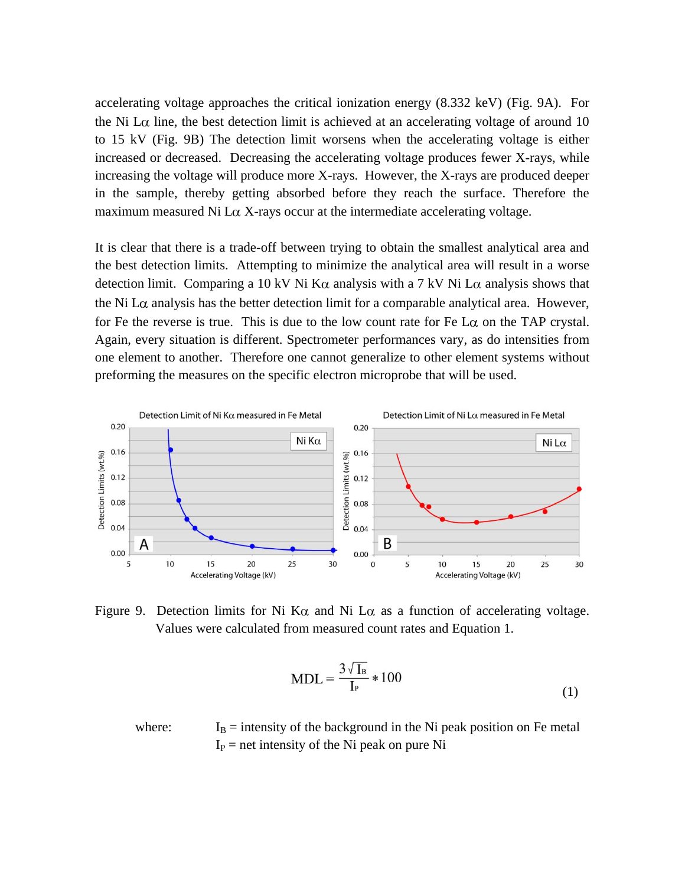accelerating voltage approaches the critical ionization energy (8.332 keV) (Fig. 9A). For the Ni Lα line, the best detection limit is achieved at an accelerating voltage of around 10 to 15 kV (Fig. 9B) The detection limit worsens when the accelerating voltage is either increased or decreased. Decreasing the accelerating voltage produces fewer X-rays, while increasing the voltage will produce more X-rays. However, the X-rays are produced deeper in the sample, thereby getting absorbed before they reach the surface. Therefore the maximum measured Ni Lα X-rays occur at the intermediate accelerating voltage.

It is clear that there is a trade-off between trying to obtain the smallest analytical area and the best detection limits. Attempting to minimize the analytical area will result in a worse detection limit. Comparing a 10 kV Ni Kα analysis with a 7 kV Ni Lα analysis shows that the Ni Lα analysis has the better detection limit for a comparable analytical area. However, for Fe the reverse is true. This is due to the low count rate for Fe Lα on the TAP crystal. Again, every situation is different. Spectrometer performances vary, as do intensities from one element to another. Therefore one cannot generalize to other element systems without preforming the measures on the specific electron microprobe that will be used.

Figure 9. Detection limits for Ni Kα and Ni Lα as a function of accelerating voltage. Values were calculated from measured count rates and Equation 1.

$$MDL = \frac{3\sqrt{I_B}}{I_P} * 100 \tag{1}$$

where: $I_B$ = intensity of the background in the Ni peak position on Fe metal
$I_P$ = net intensity of the Ni peak on pure Ni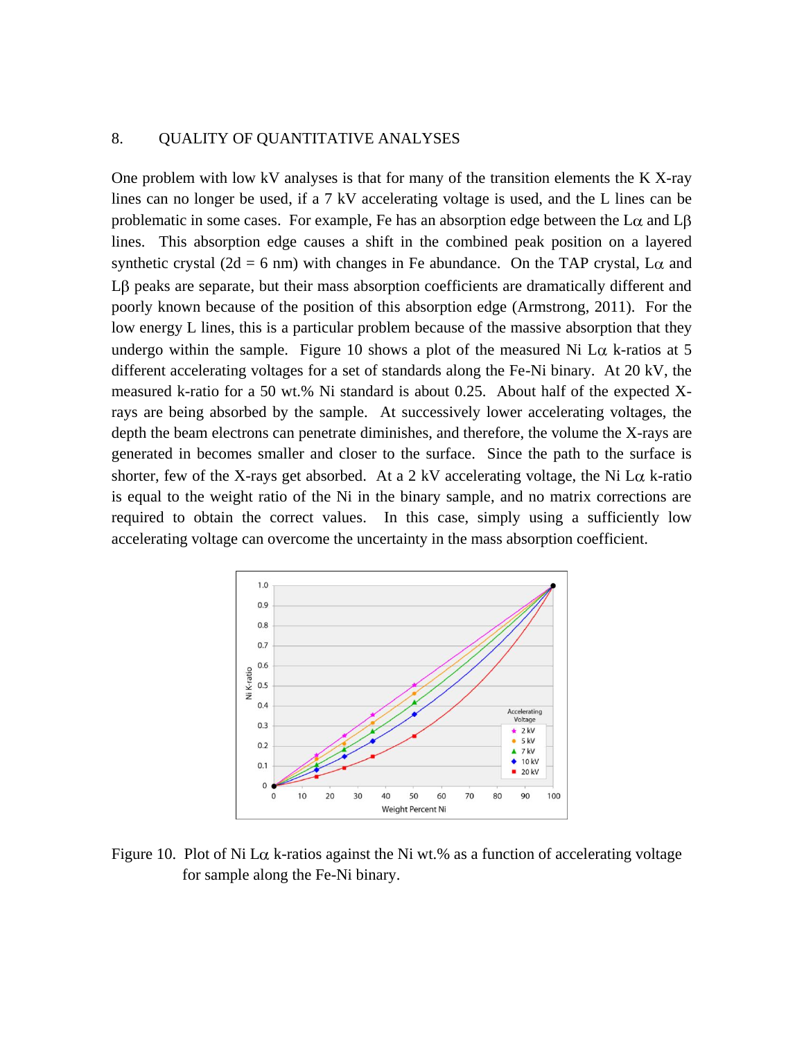## 8. QUALITY OF QUANTITATIVE ANALYSES

One problem with low kV analyses is that for many of the transition elements the K X-ray lines can no longer be used, if a 7 kV accelerating voltage is used, and the L lines can be problematic in some cases. For example, Fe has an absorption edge between the Lα and Lβ lines. This absorption edge causes a shift in the combined peak position on a layered synthetic crystal (2d = 6 nm) with changes in Fe abundance. On the TAP crystal, Lα and Lβ peaks are separate, but their mass absorption coefficients are dramatically different and poorly known because of the position of this absorption edge (Armstrong, 2011). For the low energy L lines, this is a particular problem because of the massive absorption that they undergo within the sample. Figure 10 shows a plot of the measured Ni Lα k-ratios at 5 different accelerating voltages for a set of standards along the Fe-Ni binary. At 20 kV, the measured k-ratio for a 50 wt.% Ni standard is about 0.25. About half of the expected X-rays are being absorbed by the sample. At successively lower accelerating voltages, the depth the beam electrons can penetrate diminishes, and therefore, the volume the X-rays are generated in becomes smaller and closer to the surface. Since the path to the surface is shorter, few of the X-rays get absorbed. At a 2 kV accelerating voltage, the Ni Lα k-ratio is equal to the weight ratio of the Ni in the binary sample, and no matrix corrections are required to obtain the correct values. In this case, simply using a sufficiently low accelerating voltage can overcome the uncertainty in the mass absorption coefficient.

Figure 10. Plot of Ni Lα k-ratios against the Ni wt.% as a function of accelerating voltage for sample along the Fe-Ni binary.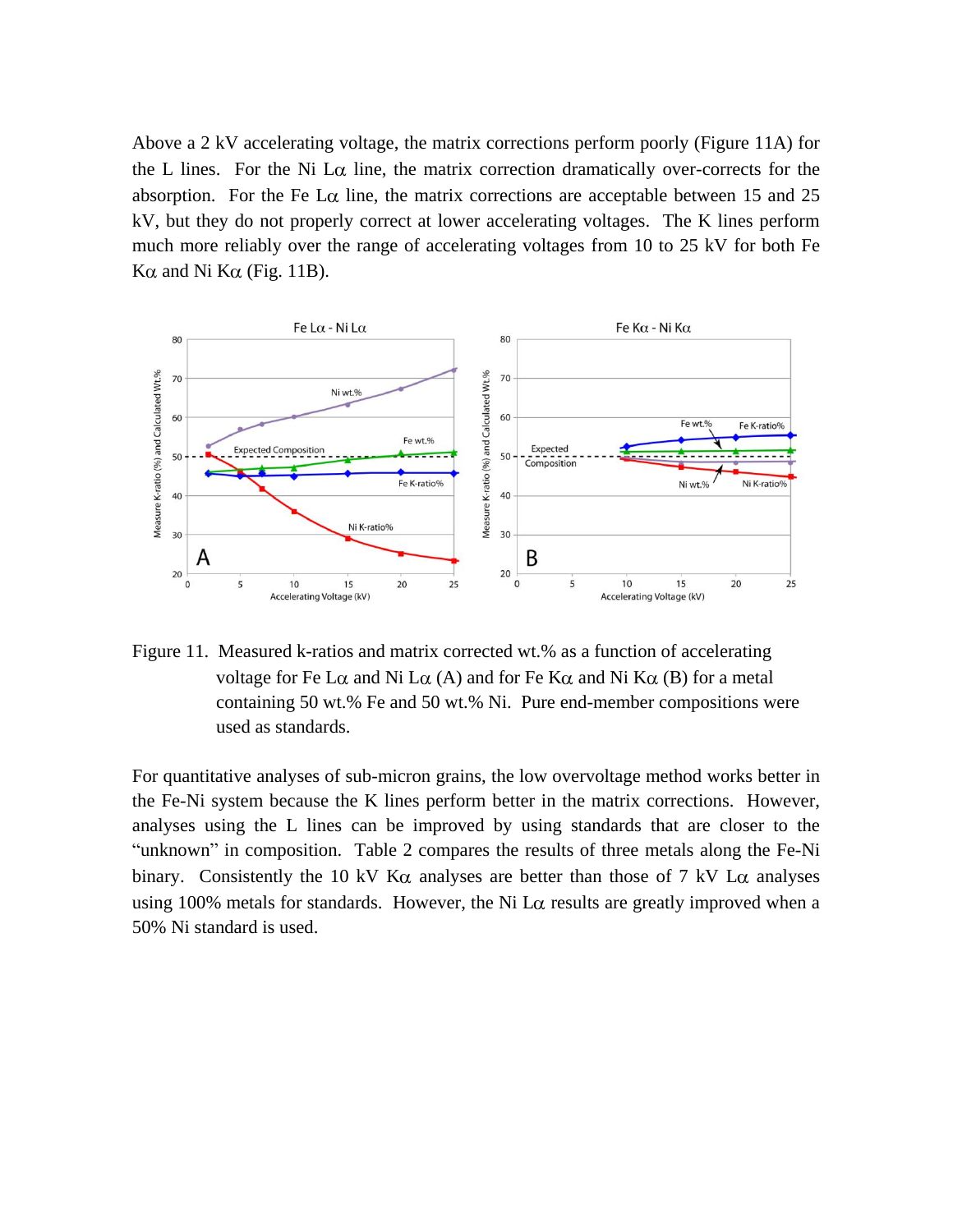Above a 2 kV accelerating voltage, the matrix corrections perform poorly (Figure 11A) for the L lines. For the Ni L$\alpha$ line, the matrix correction dramatically over-corrects for the absorption. For the Fe L$\alpha$ line, the matrix corrections are acceptable between 15 and 25 kV, but they do not properly correct at lower accelerating voltages. The K lines perform much more reliably over the range of accelerating voltages from 10 to 25 kV for both Fe K$\alpha$ and Ni K$\alpha$ (Fig. 11B).

Figure 11. Measured k-ratios and matrix corrected wt.% as a function of accelerating voltage for Fe L$\alpha$ and Ni L$\alpha$ (A) and for Fe K$\alpha$ and Ni K$\alpha$ (B) for a metal containing 50 wt.% Fe and 50 wt.% Ni. Pure end-member compositions were used as standards.

For quantitative analyses of sub-micron grains, the low overvoltage method works better in the Fe-Ni system because the K lines perform better in the matrix corrections. However, analyses using the L lines can be improved by using standards that are closer to the "unknown" in composition. Table 2 compares the results of three metals along the Fe-Ni binary. Consistently the 10 kV K$\alpha$ analyses are better than those of 7 kV L$\alpha$ analyses using 100% metals for standards. However, the Ni L$\alpha$ results are greatly improved when a 50% Ni standard is used.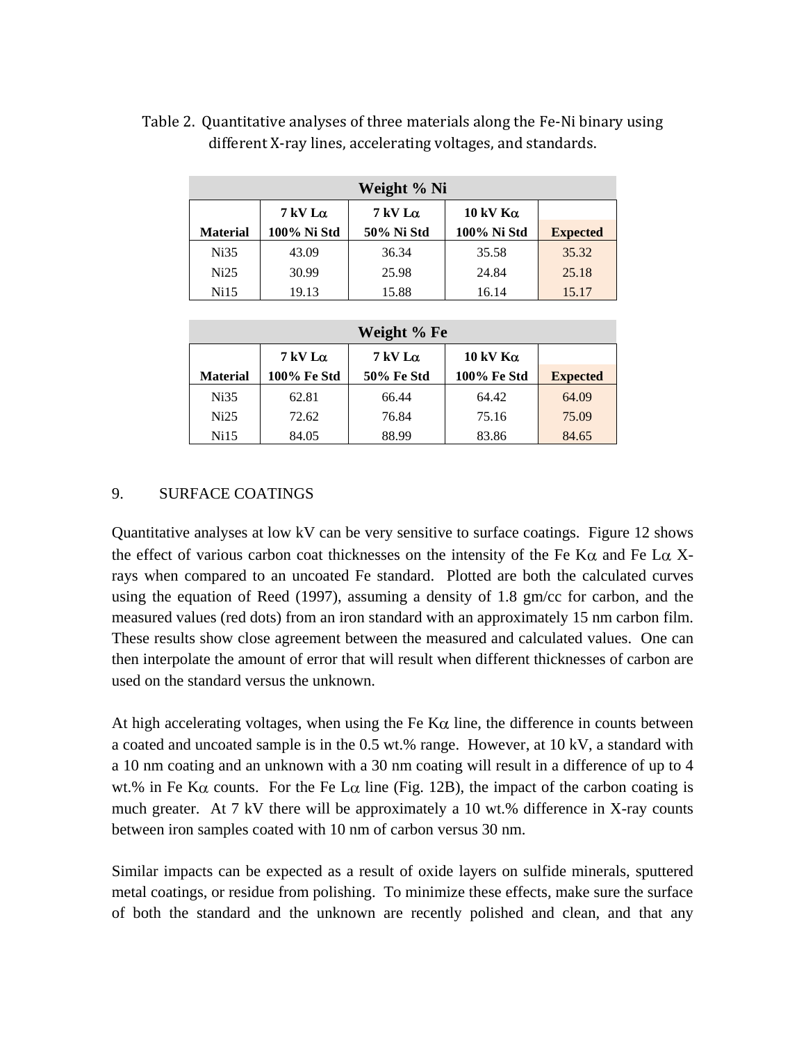Table 2. Quantitative analyses of three materials along the Fe-Ni binary using different X-ray lines, accelerating voltages, and standards.

| Weight % Ni | | | | |
|---|---|---|---|---|
| **Material** | **7 kV Lα 100% Ni Std** | **7 kV Lα 50% Ni Std** | **10 kV Kα 100% Ni Std** | **Expected** |
| Ni35 | 43.09 | 36.34 | 35.58 | 35.32 |
| Ni25 | 30.99 | 25.98 | 24.84 | 25.18 |
| Ni15 | 19.13 | 15.88 | 16.14 | 15.17 |

| Weight % Fe | | | | |
|---|---|---|---|---|
| **Material** | **7 kV Lα 100% Fe Std** | **7 kV Lα 50% Fe Std** | **10 kV Kα 100% Fe Std** | **Expected** |
| Ni35 | 62.81 | 66.44 | 64.42 | 64.09 |
| Ni25 | 72.62 | 76.84 | 75.16 | 75.09 |
| Ni15 | 84.05 | 88.99 | 83.86 | 84.65 |

## 9. SURFACE COATINGS

Quantitative analyses at low kV can be very sensitive to surface coatings. Figure 12 shows the effect of various carbon coat thicknesses on the intensity of the Fe Kα and Fe Lα X-rays when compared to an uncoated Fe standard. Plotted are both the calculated curves using the equation of Reed (1997), assuming a density of 1.8 gm/cc for carbon, and the measured values (red dots) from an iron standard with an approximately 15 nm carbon film. These results show close agreement between the measured and calculated values. One can then interpolate the amount of error that will result when different thicknesses of carbon are used on the standard versus the unknown.

At high accelerating voltages, when using the Fe Kα line, the difference in counts between a coated and uncoated sample is in the 0.5 wt.% range. However, at 10 kV, a standard with a 10 nm coating and an unknown with a 30 nm coating will result in a difference of up to 4 wt.% in Fe Kα counts. For the Fe Lα line (Fig. 12B), the impact of the carbon coating is much greater. At 7 kV there will be approximately a 10 wt.% difference in X-ray counts between iron samples coated with 10 nm of carbon versus 30 nm.

Similar impacts can be expected as a result of oxide layers on sulfide minerals, sputtered metal coatings, or residue from polishing. To minimize these effects, make sure the surface of both the standard and the unknown are recently polished and clean, and that any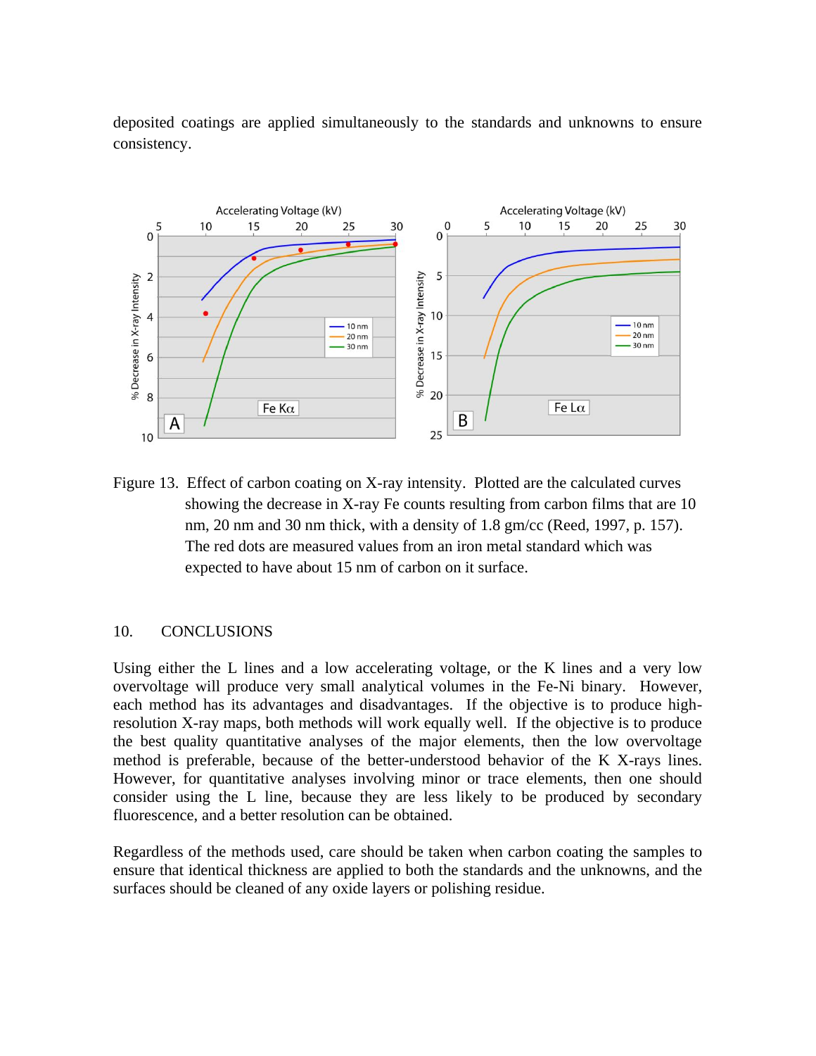deposited coatings are applied simultaneously to the standards and unknowns to ensure consistency.

Figure 13. Effect of carbon coating on X-ray intensity. Plotted are the calculated curves showing the decrease in X-ray Fe counts resulting from carbon films that are 10 nm, 20 nm and 30 nm thick, with a density of 1.8 gm/cc (Reed, 1997, p. 157). The red dots are measured values from an iron metal standard which was expected to have about 15 nm of carbon on it surface.

## 10. CONCLUSIONS

Using either the L lines and a low accelerating voltage, or the K lines and a very low overvoltage will produce very small analytical volumes in the Fe-Ni binary. However, each method has its advantages and disadvantages. If the objective is to produce high-resolution X-ray maps, both methods will work equally well. If the objective is to produce the best quality quantitative analyses of the major elements, then the low overvoltage method is preferable, because of the better-understood behavior of the K X-rays lines. However, for quantitative analyses involving minor or trace elements, then one should consider using the L line, because they are less likely to be produced by secondary fluorescence, and a better resolution can be obtained.

Regardless of the methods used, care should be taken when carbon coating the samples to ensure that identical thickness are applied to both the standards and the unknowns, and the surfaces should be cleaned of any oxide layers or polishing residue.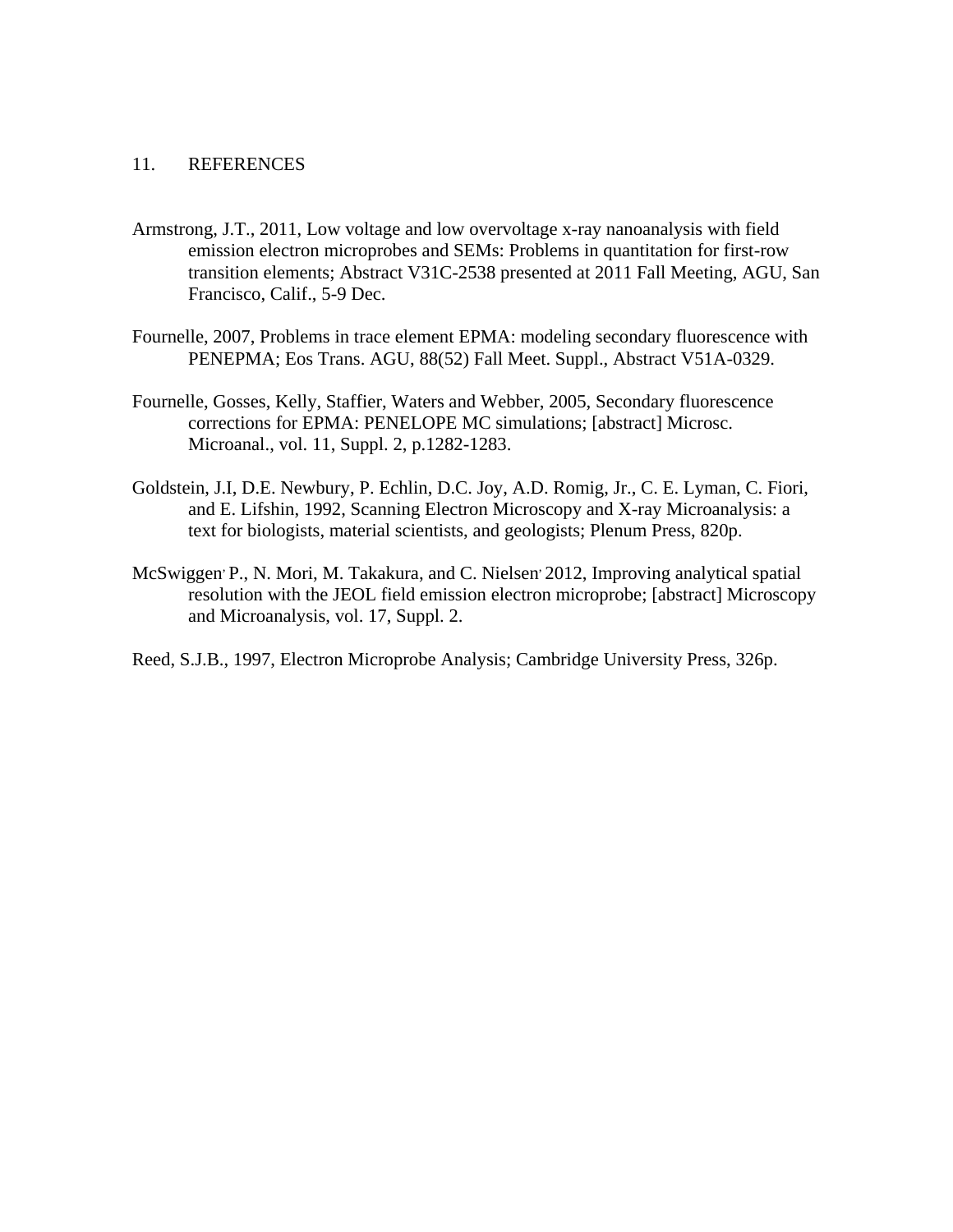## 11. REFERENCES

Armstrong, J.T., 2011, Low voltage and low overvoltage x-ray nanoanalysis with field emission electron microprobes and SEMs: Problems in quantitation for first-row transition elements; Abstract V31C-2538 presented at 2011 Fall Meeting, AGU, San Francisco, Calif., 5-9 Dec.

Fournelle, 2007, Problems in trace element EPMA: modeling secondary fluorescence with PENEPMA; Eos Trans. AGU, 88(52) Fall Meet. Suppl., Abstract V51A-0329.

Fournelle, Gosses, Kelly, Staffier, Waters and Webber, 2005, Secondary fluorescence corrections for EPMA: PENELOPE MC simulations; [abstract] Microsc. Microanal., vol. 11, Suppl. 2, p.1282-1283.

Goldstein, J.I, D.E. Newbury, P. Echlin, D.C. Joy, A.D. Romig, Jr., C. E. Lyman, C. Fiori, and E. Lifshin, 1992, Scanning Electron Microscopy and X-ray Microanalysis: a text for biologists, material scientists, and geologists; Plenum Press, 820p.

McSwiggen, P., N. Mori, M. Takakura, and C. Nielsen, 2012, Improving analytical spatial resolution with the JEOL field emission electron microprobe; [abstract] Microscopy and Microanalysis, vol. 17, Suppl. 2.

Reed, S.J.B., 1997, Electron Microprobe Analysis; Cambridge University Press, 326p.